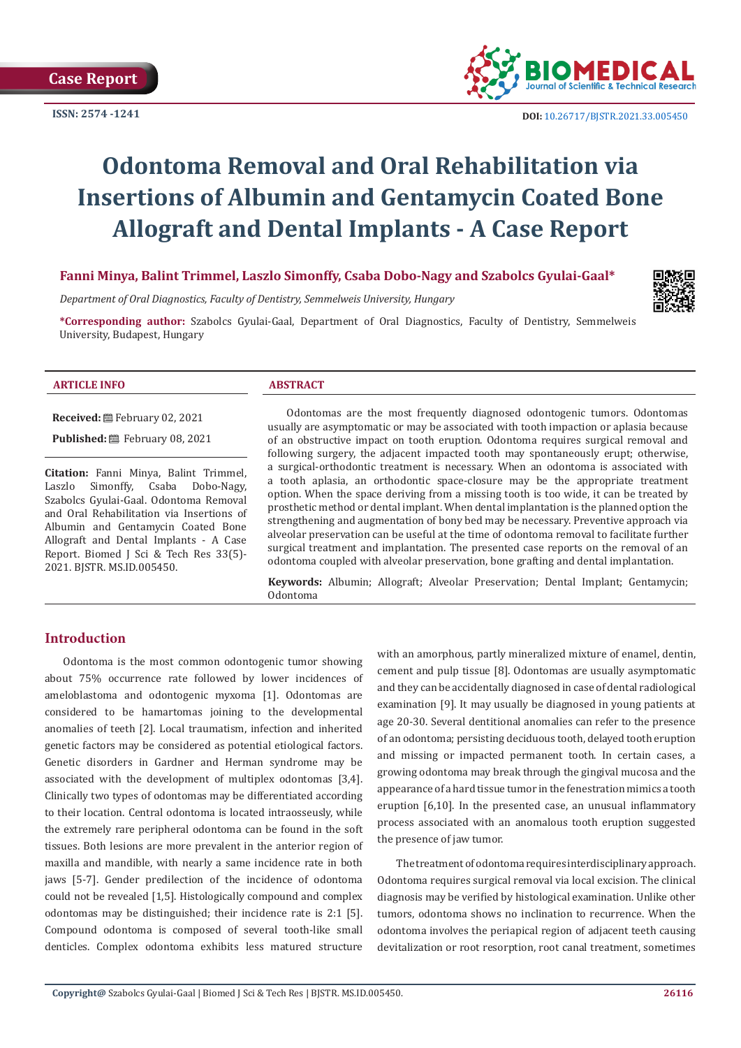Case Report

ISSN: 2574 -1241

DOI: 10.26717/BJSTR.2021.33.005450

# Odontoma Removal and Oral Rehabilitation via Insertions of Albumin and Gentamycin Coated Bone Allograft and Dental Implants - A Case Report

**Fanni Minya, Balint Trimmel, Laszlo Simonffy, Csaba Dobo-Nagy and Szabolcs Gyulai-Gaal***

*Department of Oral Diagnostics, Faculty of Dentistry, Semmelweis University, Hungary*

***Corresponding author:** Szabolcs Gyulai-Gaal, Department of Oral Diagnostics, Faculty of Dentistry, Semmelweis University, Budapest, Hungary

**ARTICLE INFO**

**Received:** February 02, 2021

**Published:** February 08, 2021

**Citation:** Fanni Minya, Balint Trimmel, Laszlo Simonffy, Csaba Dobo-Nagy, Szabolcs Gyulai-Gaal. Odontoma Removal and Oral Rehabilitation via Insertions of Albumin and Gentamycin Coated Bone Allograft and Dental Implants - A Case Report. Biomed J Sci & Tech Res 33(5)-2021. BJSTR. MS.ID.005450.

**ABSTRACT**

Odontomas are the most frequently diagnosed odontogenic tumors. Odontomas usually are asymptomatic or may be associated with tooth impaction or aplasia because of an obstructive impact on tooth eruption. Odontoma requires surgical removal and following surgery, the adjacent impacted tooth may spontaneously erupt; otherwise, a surgical-orthodontic treatment is necessary. When an odontoma is associated with a tooth aplasia, an orthodontic space-closure may be the appropriate treatment option. When the space deriving from a missing tooth is too wide, it can be treated by prosthetic method or dental implant. When dental implantation is the planned option the strengthening and augmentation of bony bed may be necessary. Preventive approach via alveolar preservation can be useful at the time of odontoma removal to facilitate further surgical treatment and implantation. The presented case reports on the removal of an odontoma coupled with alveolar preservation, bone grafting and dental implantation.

**Keywords:** Albumin; Allograft; Alveolar Preservation; Dental Implant; Gentamycin; Odontoma

## Introduction

Odontoma is the most common odontogenic tumor showing about 75% occurrence rate followed by lower incidences of ameloblastoma and odontogenic myxoma [1]. Odontomas are considered to be hamartomas joining to the developmental anomalies of teeth [2]. Local traumatism, infection and inherited genetic factors may be considered as potential etiological factors. Genetic disorders in Gardner and Herman syndrome may be associated with the development of multiplex odontomas [3,4]. Clinically two types of odontomas may be differentiated according to their location. Central odontoma is located intraosseusly, while the extremely rare peripheral odontoma can be found in the soft tissues. Both lesions are more prevalent in the anterior region of maxilla and mandible, with nearly a same incidence rate in both jaws [5-7]. Gender predilection of the incidence of odontoma could not be revealed [1,5]. Histologically compound and complex odontomas may be distinguished; their incidence rate is 2:1 [5]. Compound odontoma is composed of several tooth-like small denticles. Complex odontoma exhibits less matured structure with an amorphous, partly mineralized mixture of enamel, dentin, cement and pulp tissue [8]. Odontomas are usually asymptomatic and they can be accidentally diagnosed in case of dental radiological examination [9]. It may usually be diagnosed in young patients at age 20-30. Several dentitional anomalies can refer to the presence of an odontoma; persisting deciduous tooth, delayed tooth eruption and missing or impacted permanent tooth. In certain cases, a growing odontoma may break through the gingival mucosa and the appearance of a hard tissue tumor in the fenestration mimics a tooth eruption [6,10]. In the presented case, an unusual inflammatory process associated with an anomalous tooth eruption suggested the presence of jaw tumor.

The treatment of odontoma requires interdisciplinary approach. Odontoma requires surgical removal via local excision. The clinical diagnosis may be verified by histological examination. Unlike other tumors, odontoma shows no inclination to recurrence. When the odontoma involves the periapical region of adjacent teeth causing devitalization or root resorption, root canal treatment, sometimes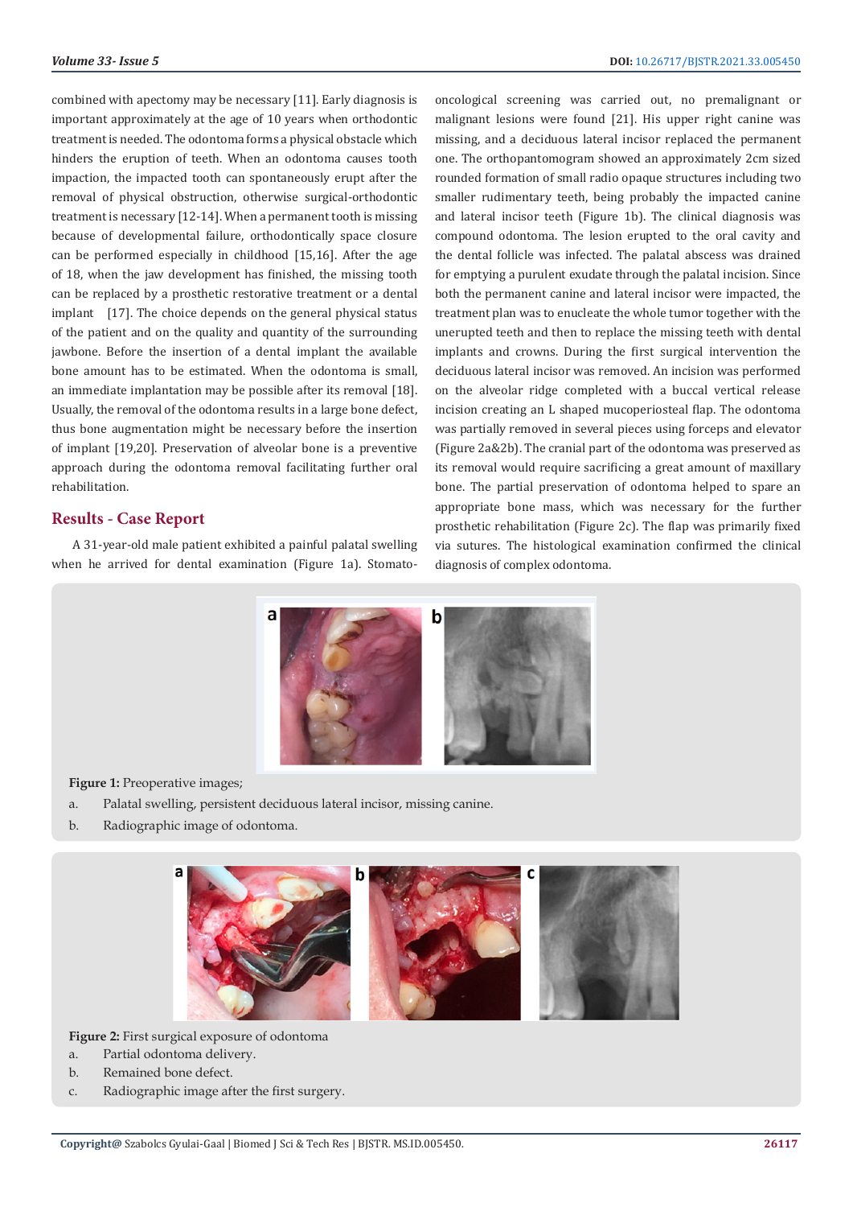combined with apectomy may be necessary [11]. Early diagnosis is important approximately at the age of 10 years when orthodontic treatment is needed. The odontoma forms a physical obstacle which hinders the eruption of teeth. When an odontoma causes tooth impaction, the impacted tooth can spontaneously erupt after the removal of physical obstruction, otherwise surgical-orthodontic treatment is necessary [12-14]. When a permanent tooth is missing because of developmental failure, orthodontically space closure can be performed especially in childhood [15,16]. After the age of 18, when the jaw development has finished, the missing tooth can be replaced by a prosthetic restorative treatment or a dental implant [17]. The choice depends on the general physical status of the patient and on the quality and quantity of the surrounding jawbone. Before the insertion of a dental implant the available bone amount has to be estimated. When the odontoma is small, an immediate implantation may be possible after its removal [18]. Usually, the removal of the odontoma results in a large bone defect, thus bone augmentation might be necessary before the insertion of implant [19,20]. Preservation of alveolar bone is a preventive approach during the odontoma removal facilitating further oral rehabilitation.

## Results - Case Report

A 31-year-old male patient exhibited a painful palatal swelling when he arrived for dental examination (Figure 1a). Stomato-oncological screening was carried out, no premalignant or malignant lesions were found [21]. His upper right canine was missing, and a deciduous lateral incisor replaced the permanent one. The orthopantomogram showed an approximately 2cm sized rounded formation of small radio opaque structures including two smaller rudimentary teeth, being probably the impacted canine and lateral incisor teeth (Figure 1b). The clinical diagnosis was compound odontoma. The lesion erupted to the oral cavity and the dental follicle was infected. The palatal abscess was drained for emptying a purulent exudate through the palatal incision. Since both the permanent canine and lateral incisor were impacted, the treatment plan was to enucleate the whole tumor together with the unerupted teeth and then to replace the missing teeth with dental implants and crowns. During the first surgical intervention the deciduous lateral incisor was removed. An incision was performed on the alveolar ridge completed with a buccal vertical release incision creating an L shaped mucoperiosteal flap. The odontoma was partially removed in several pieces using forceps and elevator (Figure 2a&2b). The cranial part of the odontoma was preserved as its removal would require sacrificing a great amount of maxillary bone. The partial preservation of odontoma helped to spare an appropriate bone mass, which was necessary for the further prosthetic rehabilitation (Figure 2c). The flap was primarily fixed via sutures. The histological examination confirmed the clinical diagnosis of complex odontoma.

**Figure 1:** Preoperative images;

a. Palatal swelling, persistent deciduous lateral incisor, missing canine.

b. Radiographic image of odontoma.

**Figure 2:** First surgical exposure of odontoma

a. Partial odontoma delivery.

b. Remained bone defect.

c. Radiographic image after the first surgery.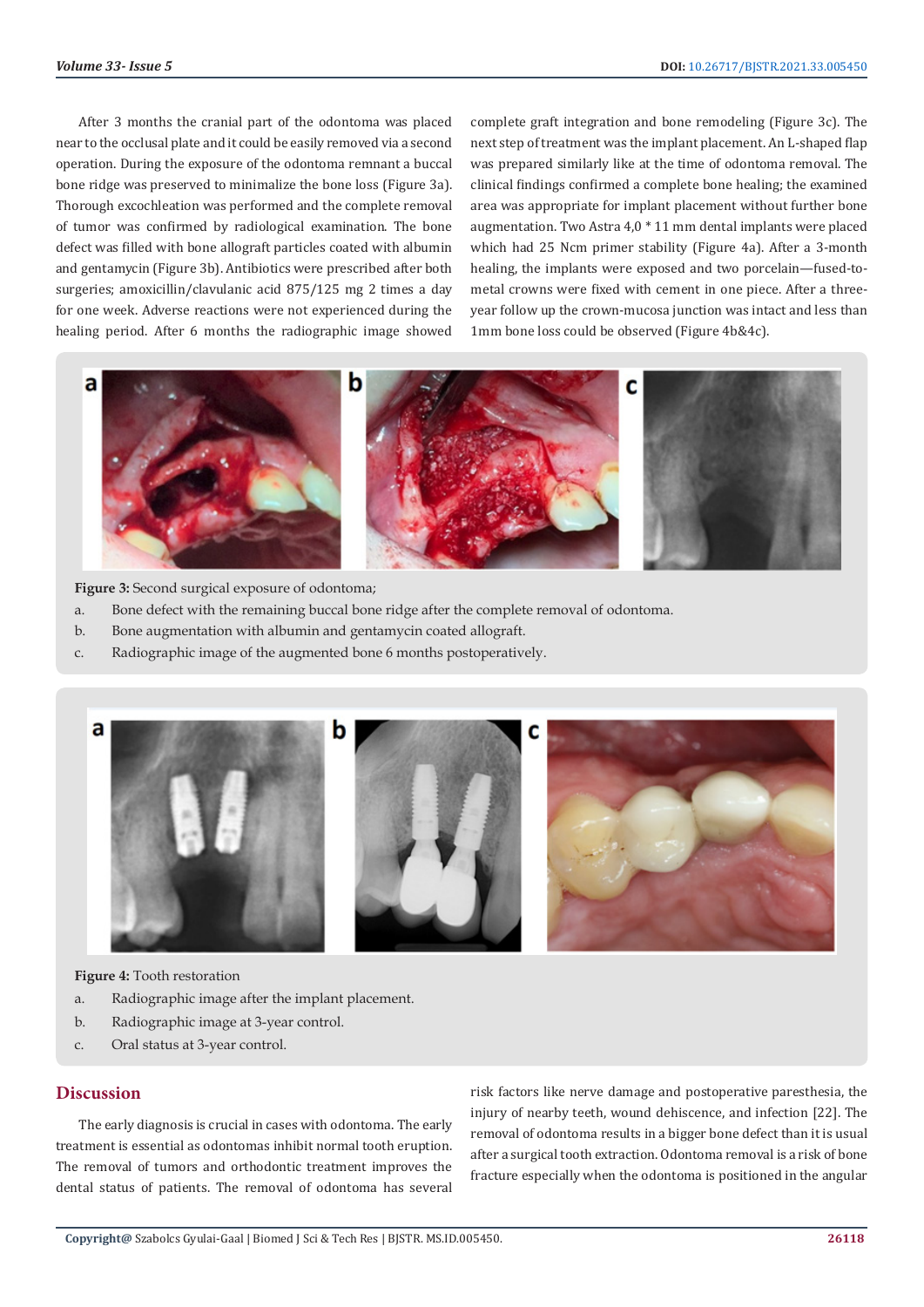After 3 months the cranial part of the odontoma was placed near to the occlusal plate and it could be easily removed via a second operation. During the exposure of the odontoma remnant a buccal bone ridge was preserved to minimalize the bone loss (Figure 3a). Thorough excochleation was performed and the complete removal of tumor was confirmed by radiological examination. The bone defect was filled with bone allograft particles coated with albumin and gentamycin (Figure 3b). Antibiotics were prescribed after both surgeries; amoxicillin/clavulanic acid 875/125 mg 2 times a day for one week. Adverse reactions were not experienced during the healing period. After 6 months the radiographic image showed complete graft integration and bone remodeling (Figure 3c). The next step of treatment was the implant placement. An L-shaped flap was prepared similarly like at the time of odontoma removal. The clinical findings confirmed a complete bone healing; the examined area was appropriate for implant placement without further bone augmentation. Two Astra 4,0 * 11 mm dental implants were placed which had 25 Ncm primer stability (Figure 4a). After a 3-month healing, the implants were exposed and two porcelain—fused-to-metal crowns were fixed with cement in one piece. After a three-year follow up the crown-mucosa junction was intact and less than 1mm bone loss could be observed (Figure 4b&4c).

**Figure 3:** Second surgical exposure of odontoma;

a. Bone defect with the remaining buccal bone ridge after the complete removal of odontoma.
b. Bone augmentation with albumin and gentamycin coated allograft.
c. Radiographic image of the augmented bone 6 months postoperatively.

**Figure 4:** Tooth restoration

a. Radiographic image after the implant placement.
b. Radiographic image at 3-year control.
c. Oral status at 3-year control.

## Discussion

The early diagnosis is crucial in cases with odontoma. The early treatment is essential as odontomas inhibit normal tooth eruption. The removal of tumors and orthodontic treatment improves the dental status of patients. The removal of odontoma has several risk factors like nerve damage and postoperative paresthesia, the injury of nearby teeth, wound dehiscence, and infection [22]. The removal of odontoma results in a bigger bone defect than it is usual after a surgical tooth extraction. Odontoma removal is a risk of bone fracture especially when the odontoma is positioned in the angular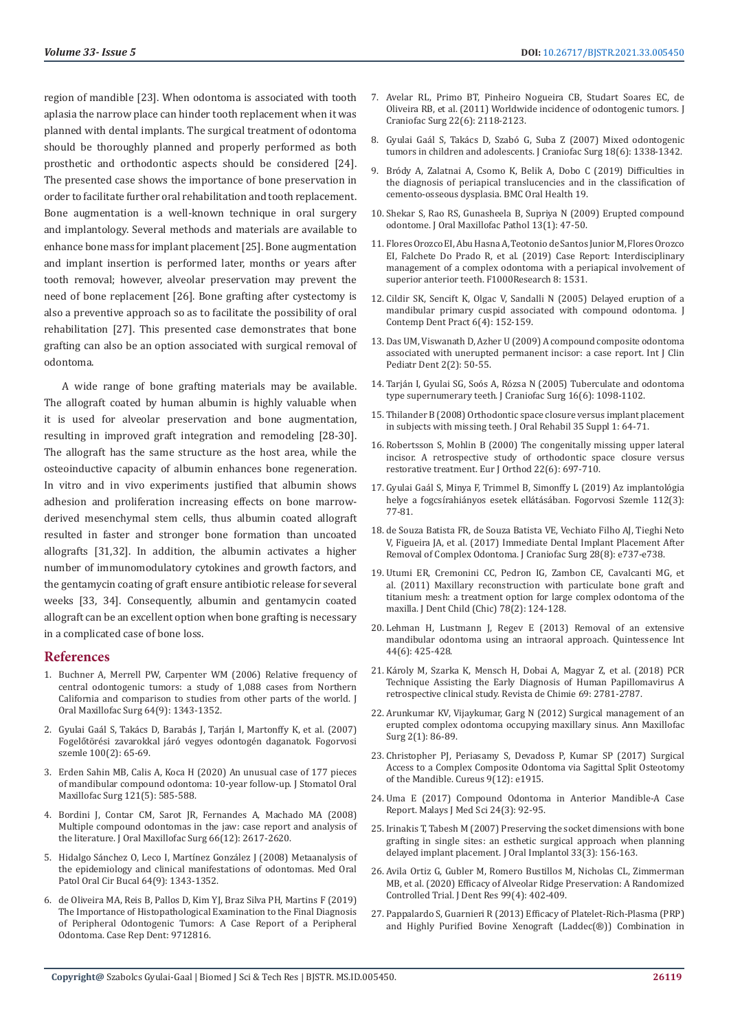region of mandible [23]. When odontoma is associated with tooth aplasia the narrow place can hinder tooth replacement when it was planned with dental implants. The surgical treatment of odontoma should be thoroughly planned and properly performed as both prosthetic and orthodontic aspects should be considered [24]. The presented case shows the importance of bone preservation in order to facilitate further oral rehabilitation and tooth replacement. Bone augmentation is a well-known technique in oral surgery and implantology. Several methods and materials are available to enhance bone mass for implant placement [25]. Bone augmentation and implant insertion is performed later, months or years after tooth removal; however, alveolar preservation may prevent the need of bone replacement [26]. Bone grafting after cystectomy is also a preventive approach so as to facilitate the possibility of oral rehabilitation [27]. This presented case demonstrates that bone grafting can also be an option associated with surgical removal of odontoma.

A wide range of bone grafting materials may be available. The allograft coated by human albumin is highly valuable when it is used for alveolar preservation and bone augmentation, resulting in improved graft integration and remodeling [28-30]. The allograft has the same structure as the host area, while the osteoinductive capacity of albumin enhances bone regeneration. In vitro and in vivo experiments justified that albumin shows adhesion and proliferation increasing effects on bone marrow-derived mesenchymal stem cells, thus albumin coated allograft resulted in faster and stronger bone formation than uncoated allografts [31,32]. In addition, the albumin activates a higher number of immunomodulatory cytokines and growth factors, and the gentamycin coating of graft ensure antibiotic release for several weeks [33, 34]. Consequently, albumin and gentamycin coated allograft can be an excellent option when bone grafting is necessary in a complicated case of bone loss.

## References

1. Buchner A, Merrell PW, Carpenter WM (2006) Relative frequency of central odontogenic tumors: a study of 1,088 cases from Northern California and comparison to studies from other parts of the world. J Oral Maxillofac Surg 64(9): 1343-1352.
2. Gyulai Gaál S, Takács D, Barabás J, Tarján I, Martonffy K, et al. (2007) Fogelőtörési zavarokkal járó vegyes odontogén daganatok. Fogorvosi szemle 100(2): 65-69.
3. Erden Sahin MB, Calis A, Koca H (2020) An unusual case of 177 pieces of mandibular compound odontoma: 10-year follow-up. J Stomatol Oral Maxillofac Surg 121(5): 585-588.
4. Bordini J, Contar CM, Sarot JR, Fernandes A, Machado MA (2008) Multiple compound odontomas in the jaw: case report and analysis of the literature. J Oral Maxillofac Surg 66(12): 2617-2620.
5. Hidalgo Sánchez O, Leco I, Martínez González J (2008) Metaanalysis of the epidemiology and clinical manifestations of odontomas. Med Oral Patol Oral Cir Bucal 64(9): 1343-1352.
6. de Oliveira MA, Reis B, Pallos D, Kim YJ, Braz Silva PH, Martins F (2019) The Importance of Histopathological Examination to the Final Diagnosis of Peripheral Odontogenic Tumors: A Case Report of a Peripheral Odontoma. Case Rep Dent: 9712816.
7. Avelar RL, Primo BT, Pinheiro Nogueira CB, Studart Soares EC, de Oliveira RB, et al. (2011) Worldwide incidence of odontogenic tumors. J Craniofac Surg 22(6): 2118-2123.
8. Gyulai Gaál S, Takács D, Szabó G, Suba Z (2007) Mixed odontogenic tumors in children and adolescents. J Craniofac Surg 18(6): 1338-1342.
9. Bródy A, Zalatnai A, Csomo K, Belik A, Dobo C (2019) Difficulties in the diagnosis of periapical translucencies and in the classification of cemento-osseous dysplasia. BMC Oral Health 19.
10. Shekar S, Rao RS, Gunasheela B, Supriya N (2009) Erupted compound odontome. J Oral Maxillofac Pathol 13(1): 47-50.
11. Flores Orozco EI, Abu Hasna A, Teotonio de Santos Junior M, Flores Orozco EI, Falchete Do Prado R, et al. (2019) Case Report: Interdisciplinary management of a complex odontoma with a periapical involvement of superior anterior teeth. F1000Research 8: 1531.
12. Cildir SK, Sencift K, Olgac V, Sandalli N (2005) Delayed eruption of a mandibular primary cuspid associated with compound odontoma. J Contemp Dent Pract 6(4): 152-159.
13. Das UM, Viswanath D, Azher U (2009) A compound composite odontoma associated with unerupted permanent incisor: a case report. Int J Clin Pediatr Dent 2(2): 50-55.
14. Tarján I, Gyulai SG, Soós A, Rózsa N (2005) Tuberculate and odontoma type supernumerary teeth. J Craniofac Surg 16(6): 1098-1102.
15. Thilander B (2008) Orthodontic space closure versus implant placement in subjects with missing teeth. J Oral Rehabil 35 Suppl 1: 64-71.
16. Robertsson S, Mohlin B (2000) The congenitally missing upper lateral incisor. A retrospective study of orthodontic space closure versus restorative treatment. Eur J Orthod 22(6): 697-710.
17. Gyulai Gaál S, Minya F, Trimmel B, Simonffy L (2019) Az implantológia helye a fogcsírahiányos esetek ellátásában. Fogorvosi Szemle 112(3): 77-81.
18. de Souza Batista FR, de Souza Batista VE, Vechiato Filho AJ, Tieghi Neto V, Figueira JA, et al. (2017) Immediate Dental Implant Placement After Removal of Complex Odontoma. J Craniofac Surg 28(8): e737-e738.
19. Utumi ER, Cremonini CC, Pedron IG, Zambon CE, Cavalcanti MG, et al. (2011) Maxillary reconstruction with particulate bone graft and titanium mesh: a treatment option for large complex odontoma of the maxilla. J Dent Child (Chic) 78(2): 124-128.
20. Lehman H, Lustmann J, Regev E (2013) Removal of an extensive mandibular odontoma using an intraoral approach. Quintessence Int 44(6): 425-428.
21. Károly M, Szarka K, Mensch H, Dobai A, Magyar Z, et al. (2018) PCR Technique Assisting the Early Diagnosis of Human Papillomavirus A retrospective clinical study. Revista de Chimie 69: 2781-2787.
22. Arunkumar KV, Vijaykumar, Garg N (2012) Surgical management of an erupted complex odontoma occupying maxillary sinus. Ann Maxillofac Surg 2(1): 86-89.
23. Christopher PJ, Periasamy S, Devadoss P, Kumar SP (2017) Surgical Access to a Complex Composite Odontoma via Sagittal Split Osteotomy of the Mandible. Cureus 9(12): e1915.
24. Uma E (2017) Compound Odontoma in Anterior Mandible-A Case Report. Malays J Med Sci 24(3): 92-95.
25. Irinakis T, Tabesh M (2007) Preserving the socket dimensions with bone grafting in single sites: an esthetic surgical approach when planning delayed implant placement. J Oral Implantol 33(3): 156-163.
26. Avila Ortiz G, Gubler M, Romero Bustillos M, Nicholas CL, Zimmerman MB, et al. (2020) Efficacy of Alveolar Ridge Preservation: A Randomized Controlled Trial. J Dent Res 99(4): 402-409.
27. Pappalardo S, Guarnieri R (2013) Efficacy of Platelet-Rich-Plasma (PRP) and Highly Purified Bovine Xenograft (Laddec(®)) Combination in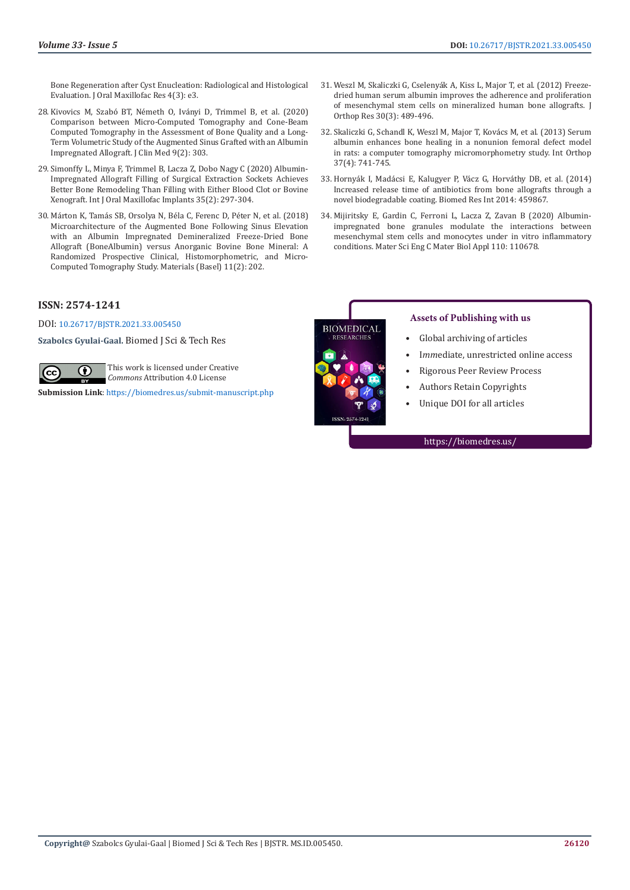Bone Regeneration after Cyst Enucleation: Radiological and Histological Evaluation. J Oral Maxillofac Res 4(3): e3.

28. Kivovics M, Szabó BT, Németh O, Iványi D, Trimmel B, et al. (2020) Comparison between Micro-Computed Tomography and Cone-Beam Computed Tomography in the Assessment of Bone Quality and a Long-Term Volumetric Study of the Augmented Sinus Grafted with an Albumin Impregnated Allograft. J Clin Med 9(2): 303.
29. Simonffy L, Minya F, Trimmel B, Lacza Z, Dobo Nagy C (2020) Albumin-Impregnated Allograft Filling of Surgical Extraction Sockets Achieves Better Bone Remodeling Than Filling with Either Blood Clot or Bovine Xenograft. Int J Oral Maxillofac Implants 35(2): 297-304.
30. Márton K, Tamás SB, Orsolya N, Béla C, Ferenc D, Péter N, et al. (2018) Microarchitecture of the Augmented Bone Following Sinus Elevation with an Albumin Impregnated Demineralized Freeze-Dried Bone Allograft (BoneAlbumin) versus Anorganic Bovine Bone Mineral: A Randomized Prospective Clinical, Histomorphometric, and Micro-Computed Tomography Study. Materials (Basel) 11(2): 202.
31. Weszl M, Skaliczki G, Cselenyák A, Kiss L, Major T, et al. (2012) Freeze-dried human serum albumin improves the adherence and proliferation of mesenchymal stem cells on mineralized human bone allografts. J Orthop Res 30(3): 489-496.
32. Skaliczki G, Schandl K, Weszl M, Major T, Kovács M, et al. (2013) Serum albumin enhances bone healing in a nonunion femoral defect model in rats: a computer tomography micromorphometry study. Int Orthop 37(4): 741-745.
33. Hornyák I, Madácsi E, Kalugyer P, Vácz G, Horváthy DB, et al. (2014) Increased release time of antibiotics from bone allografts through a novel biodegradable coating. Biomed Res Int 2014: 459867.
34. Mijiritsky E, Gardin C, Ferroni L, Lacza Z, Zavan B (2020) Albumin-impregnated bone granules modulate the interactions between mesenchymal stem cells and monocytes under in vitro inflammatory conditions. Mater Sci Eng C Mater Biol Appl 110: 110678.

**ISSN: 2574-1241**

DOI: 10.26717/BJSTR.2021.33.005450

**Szabolcs Gyulai-Gaal.** Biomed J Sci & Tech Res

This work is licensed under Creative *Commons* Attribution 4.0 License

**Submission Link**: https://biomedres.us/submit-manuscript.php

BIOMEDICAL RESEARCHES

ISSN: 2574-1241

**Assets of Publishing with us**

- Global archiving of articles
- Immediate, unrestricted online access
- Rigorous Peer Review Process
- Authors Retain Copyrights
- Unique DOI for all articles

https://biomedres.us/